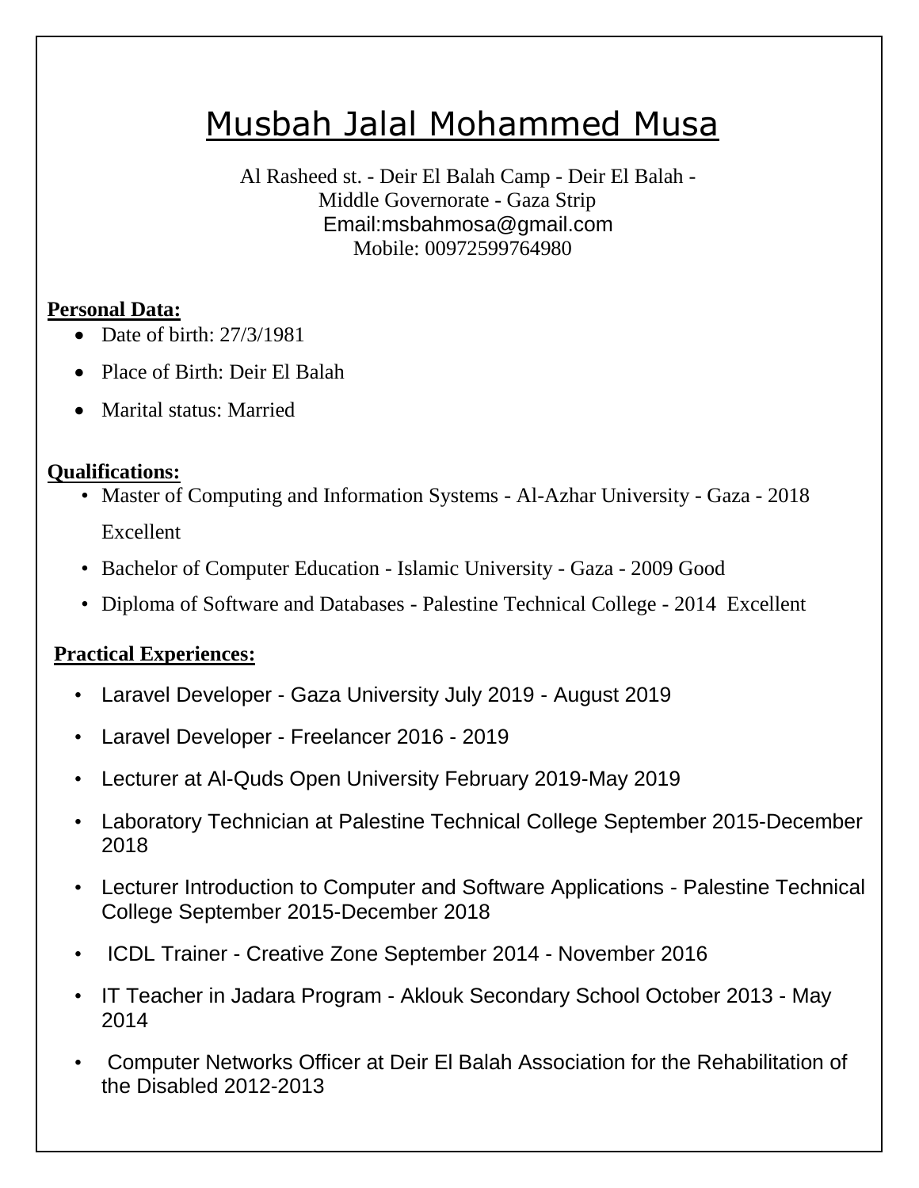# Musbah Jalal Mohammed Musa

Al Rasheed st. - Deir El Balah Camp - Deir El Balah -
Middle Governorate - Gaza Strip
Email:msbahmosa@gmail.com
Mobile: 00972599764980

**Personal Data:**

- Date of birth: 27/3/1981
- Place of Birth: Deir El Balah
- Marital status: Married

**Qualifications:**

- Master of Computing and Information Systems - Al-Azhar University - Gaza - 2018 Excellent
- Bachelor of Computer Education - Islamic University - Gaza - 2009 Good
- Diploma of Software and Databases - Palestine Technical College - 2014 Excellent

**Practical Experiences:**

- Laravel Developer - Gaza University July 2019 - August 2019
- Laravel Developer - Freelancer 2016 - 2019
- Lecturer at Al-Quds Open University February 2019-May 2019
- Laboratory Technician at Palestine Technical College September 2015-December 2018
- Lecturer Introduction to Computer and Software Applications - Palestine Technical College September 2015-December 2018
- ICDL Trainer - Creative Zone September 2014 - November 2016
- IT Teacher in Jadara Program - Aklouk Secondary School October 2013 - May 2014
- Computer Networks Officer at Deir El Balah Association for the Rehabilitation of the Disabled 2012-2013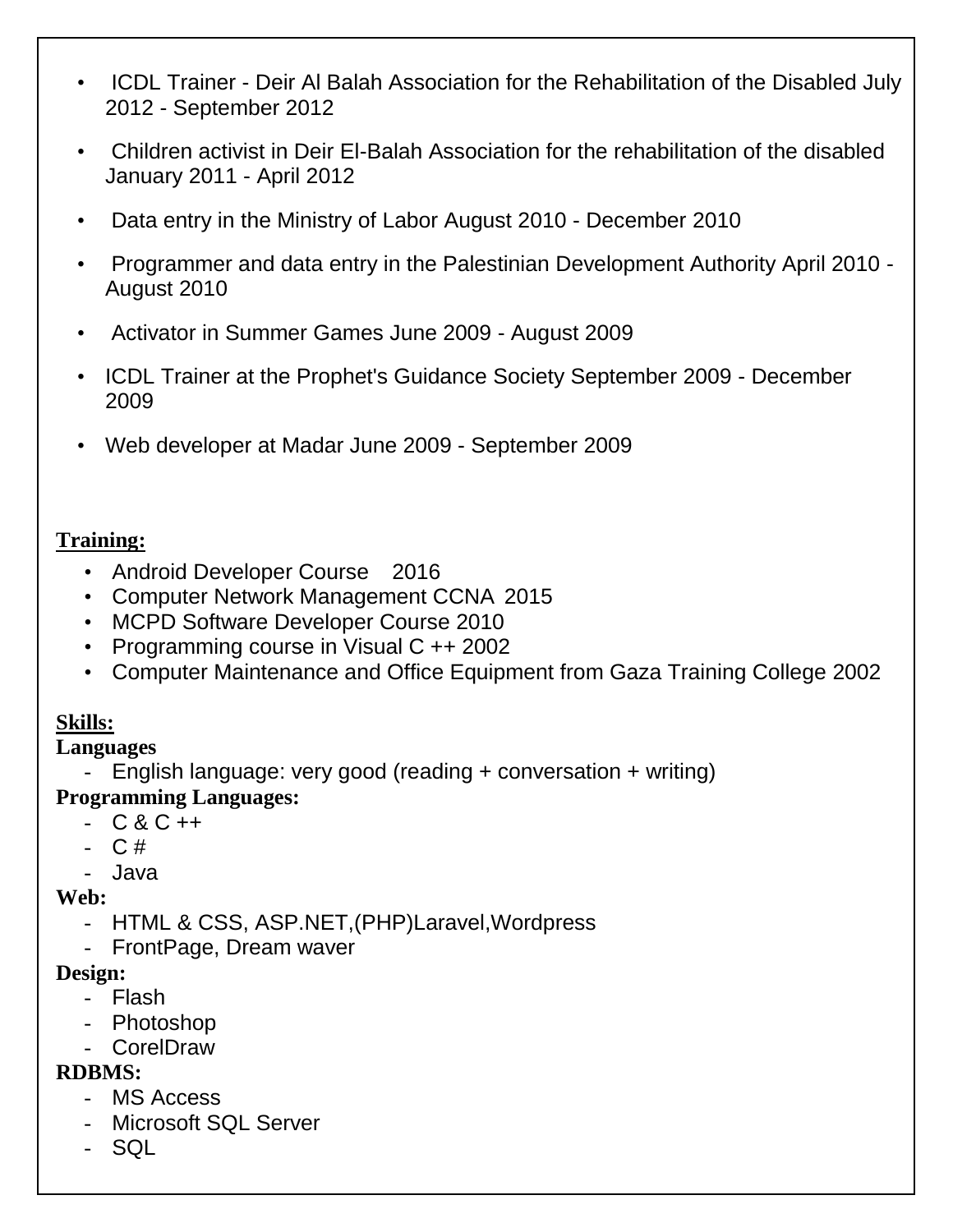- ICDL Trainer - Deir Al Balah Association for the Rehabilitation of the Disabled July 2012 - September 2012
- Children activist in Deir El-Balah Association for the rehabilitation of the disabled January 2011 - April 2012
- Data entry in the Ministry of Labor August 2010 - December 2010
- Programmer and data entry in the Palestinian Development Authority April 2010 - August 2010
- Activator in Summer Games June 2009 - August 2009
- ICDL Trainer at the Prophet's Guidance Society September 2009 - December 2009
- Web developer at Madar June 2009 - September 2009

**Training:**

- Android Developer Course 2016
- Computer Network Management CCNA 2015
- MCPD Software Developer Course 2010
- Programming course in Visual C ++ 2002
- Computer Maintenance and Office Equipment from Gaza Training College 2002

**Skills:**

**Languages**

- English language: very good (reading + conversation + writing)

**Programming Languages:**

- C & C ++
- C #
- Java

**Web:**

- HTML & CSS, ASP.NET,(PHP)Laravel,Wordpress
- FrontPage, Dream waver

**Design:**

- Flash
- Photoshop
- CorelDraw

**RDBMS:**

- MS Access
- Microsoft SQL Server
- SQL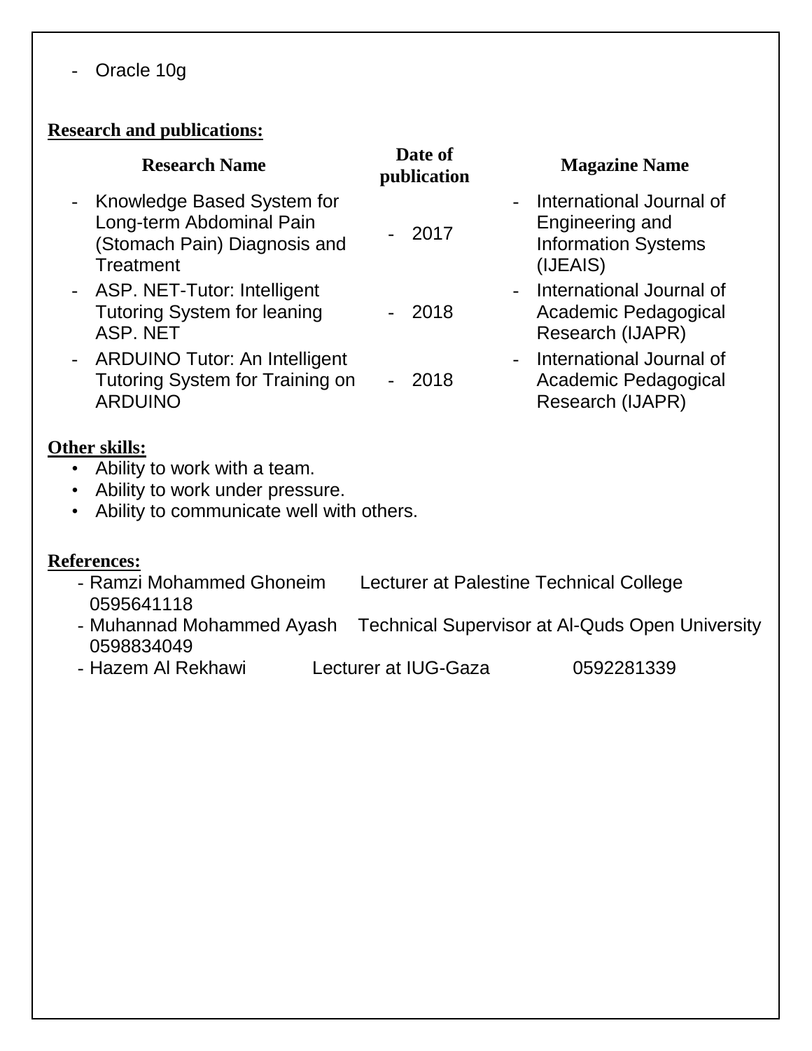- Oracle 10g

**Research and publications:**

| Research Name | Date of publication | Magazine Name |
|---|---|---|
| - Knowledge Based System for Long-term Abdominal Pain (Stomach Pain) Diagnosis and Treatment | - 2017 | - International Journal of Engineering and Information Systems (IJEAIS) |
| - ASP. NET-Tutor: Intelligent Tutoring System for leaning ASP. NET | - 2018 | - International Journal of Academic Pedagogical Research (IJAPR) |
| - ARDUINO Tutor: An Intelligent Tutoring System for Training on ARDUINO | - 2018 | - International Journal of Academic Pedagogical Research (IJAPR) |

**Other skills:**

- Ability to work with a team.
- Ability to work under pressure.
- Ability to communicate well with others.

**References:**

- Ramzi Mohammed Ghoneim    Lecturer at Palestine Technical College    0595641118
- Muhannad Mohammed Ayash    Technical Supervisor at Al-Quds Open University    0598834049
- Hazem Al Rekhawi    Lecturer at IUG-Gaza    0592281339